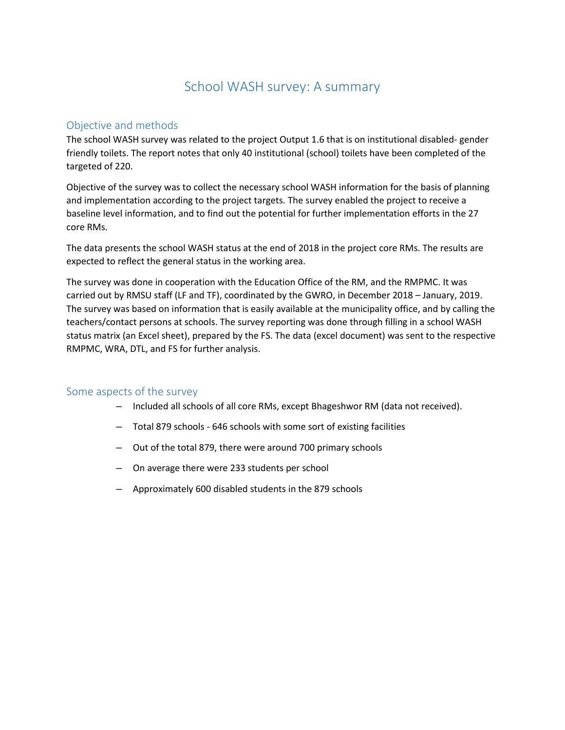# School WASH survey: A summary

## Objective and methods

The school WASH survey was related to the project Output 1.6 that is on institutional disabled- gender friendly toilets. The report notes that only 40 institutional (school) toilets have been completed of the targeted of 220.

Objective of the survey was to collect the necessary school WASH information for the basis of planning and implementation according to the project targets. The survey enabled the project to receive a baseline level information, and to find out the potential for further implementation efforts in the 27 core RMs.

The data presents the school WASH status at the end of 2018 in the project core RMs. The results are expected to reflect the general status in the working area.

The survey was done in cooperation with the Education Office of the RM, and the RMPMC. It was carried out by RMSU staff (LF and TF), coordinated by the GWRO, in December 2018 – January, 2019. The survey was based on information that is easily available at the municipality office, and by calling the teachers/contact persons at schools. The survey reporting was done through filling in a school WASH status matrix (an Excel sheet), prepared by the FS. The data (excel document) was sent to the respective RMPMC, WRA, DTL, and FS for further analysis.

## Some aspects of the survey

- Included all schools of all core RMs, except Bhageshwor RM (data not received).
- Total 879 schools - 646 schools with some sort of existing facilities
- Out of the total 879, there were around 700 primary schools
- On average there were 233 students per school
- Approximately 600 disabled students in the 879 schools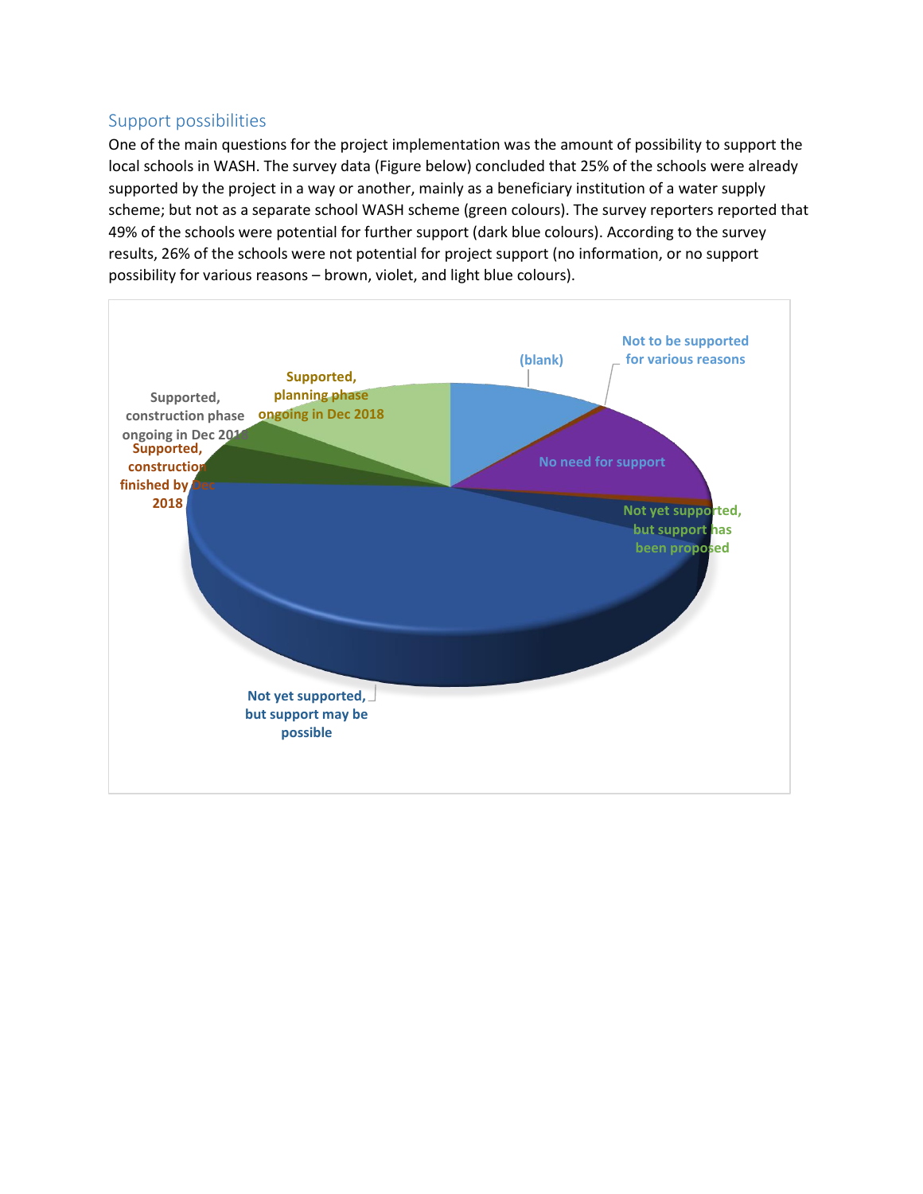## Support possibilities

One of the main questions for the project implementation was the amount of possibility to support the local schools in WASH. The survey data (Figure below) concluded that 25% of the schools were already supported by the project in a way or another, mainly as a beneficiary institution of a water supply scheme; but not as a separate school WASH scheme (green colours). The survey reporters reported that 49% of the schools were potential for further support (dark blue colours). According to the survey results, 26% of the schools were not potential for project support (no information, or no support possibility for various reasons – brown, violet, and light blue colours).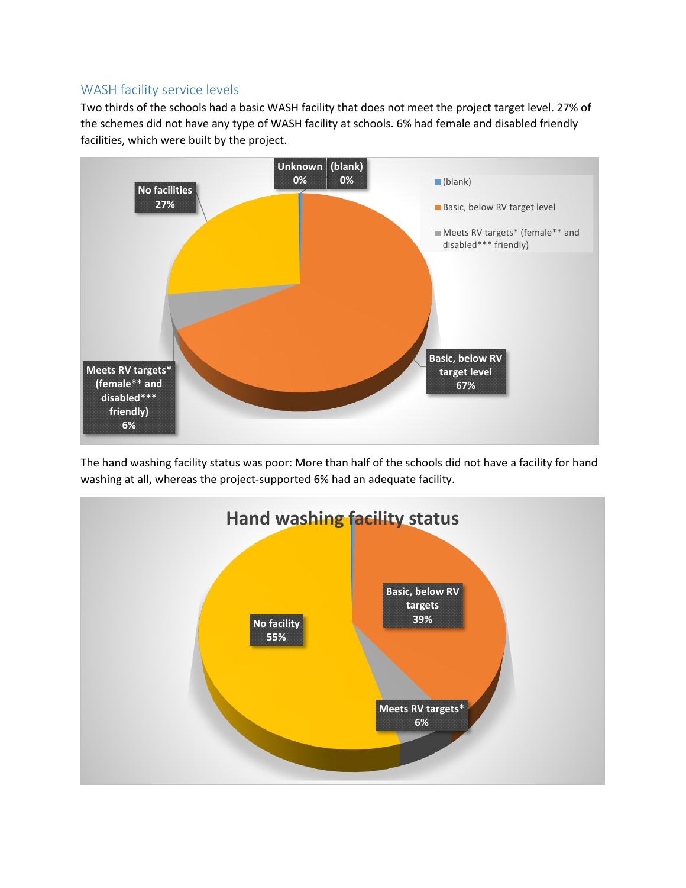### WASH facility service levels

Two thirds of the schools had a basic WASH facility that does not meet the project target level. 27% of the schemes did not have any type of WASH facility at schools. 6% had female and disabled friendly facilities, which were built by the project.

The hand washing facility status was poor: More than half of the schools did not have a facility for hand washing at all, whereas the project-supported 6% had an adequate facility.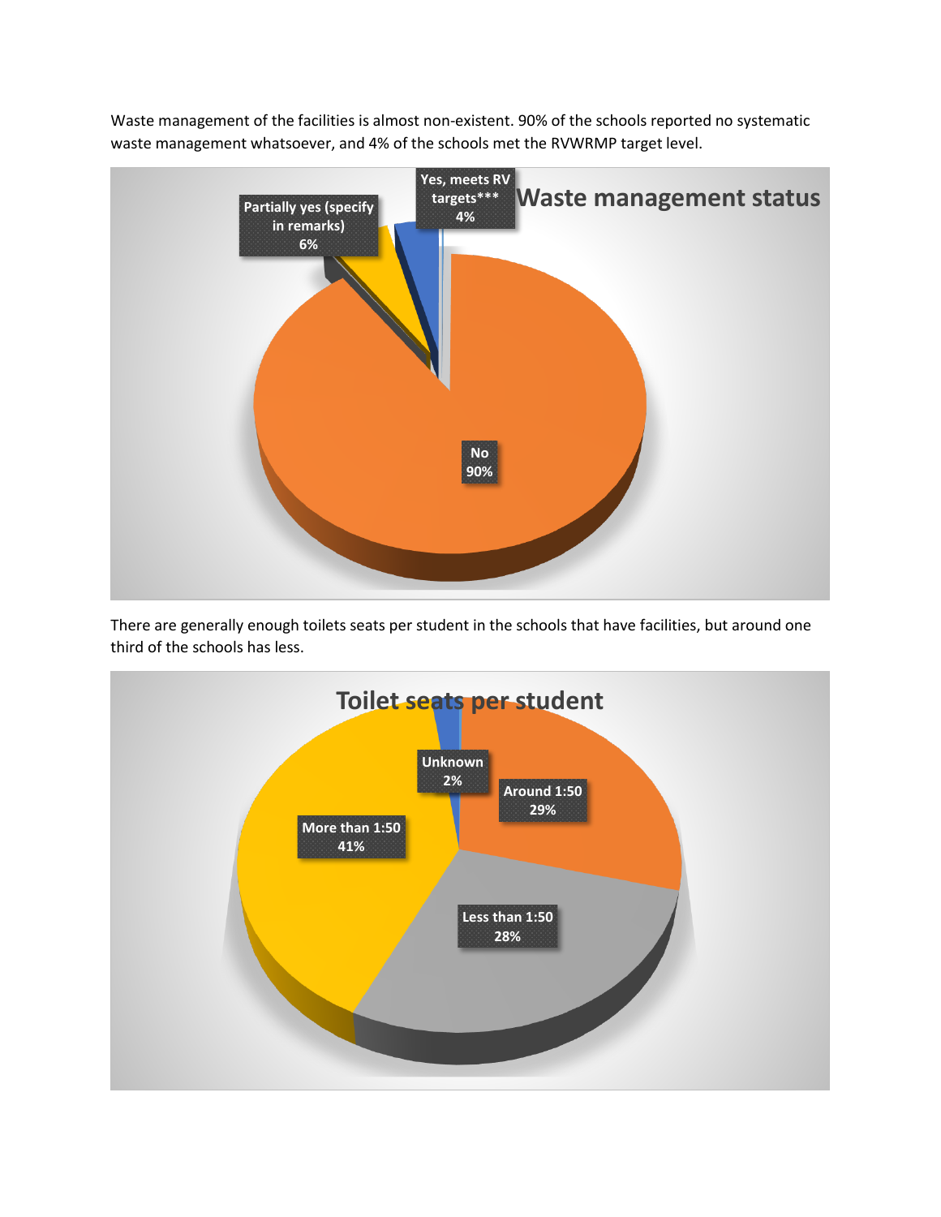Waste management of the facilities is almost non-existent. 90% of the schools reported no systematic waste management whatsoever, and 4% of the schools met the RVWRMP target level.

**Waste management status**

- Yes, meets RV targets*** 4%
- Partially yes (specify in remarks) 6%
- No 90%

There are generally enough toilets seats per student in the schools that have facilities, but around one third of the schools has less.

**Toilet seats per student**

- Unknown 2%
- Around 1:50 29%
- Less than 1:50 28%
- More than 1:50 41%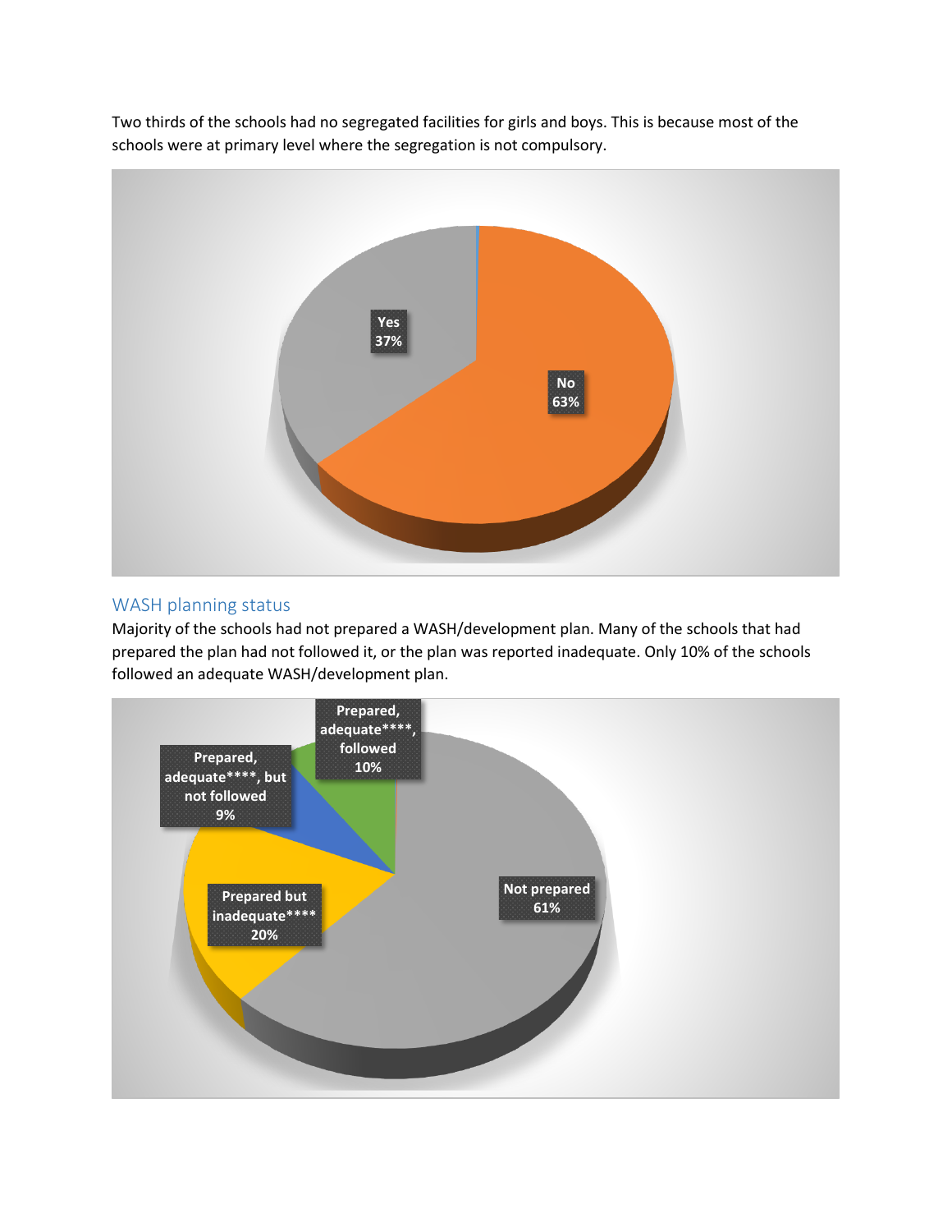Two thirds of the schools had no segregated facilities for girls and boys. This is because most of the schools were at primary level where the segregation is not compulsory.

Yes 37%

No 63%

## WASH planning status

Majority of the schools had not prepared a WASH/development plan. Many of the schools that had prepared the plan had not followed it, or the plan was reported inadequate. Only 10% of the schools followed an adequate WASH/development plan.

Prepared, adequate****, followed 10%

Prepared, adequate****, but not followed 9%

Prepared but inadequate**** 20%

Not prepared 61%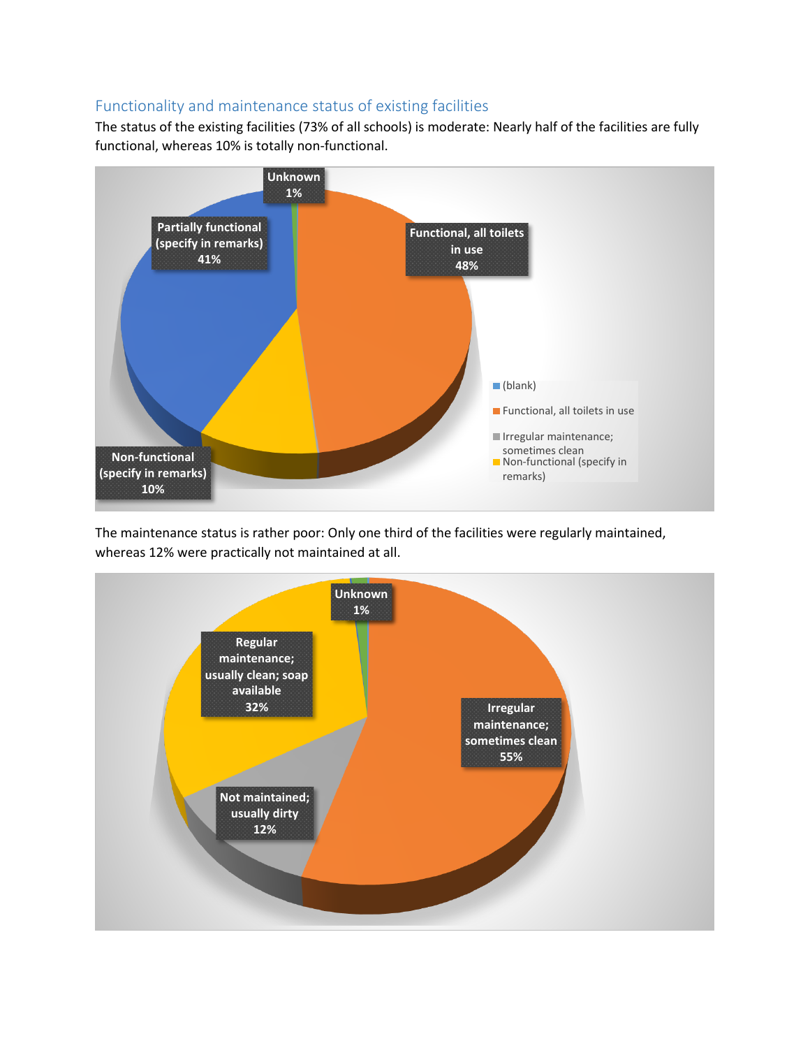## Functionality and maintenance status of existing facilities

The status of the existing facilities (73% of all schools) is moderate: Nearly half of the facilities are fully functional, whereas 10% is totally non-functional.

The maintenance status is rather poor: Only one third of the facilities were regularly maintained, whereas 12% were practically not maintained at all.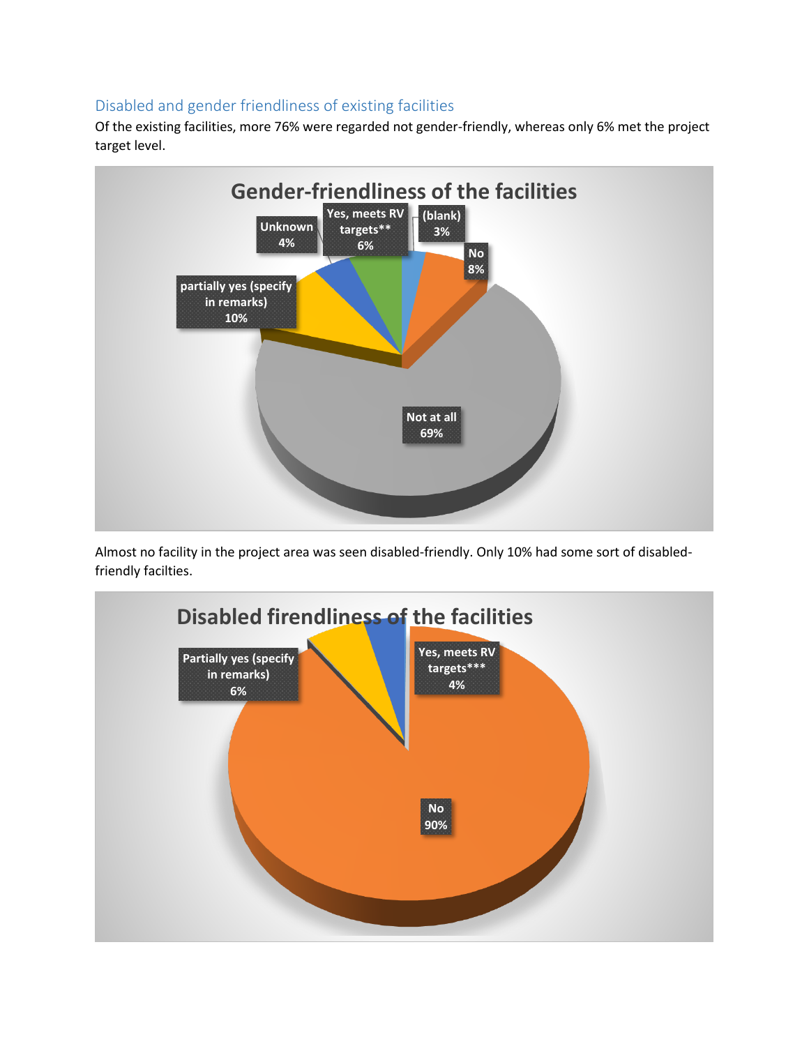## Disabled and gender friendliness of existing facilities

Of the existing facilities, more 76% were regarded not gender-friendly, whereas only 6% met the project target level.

Almost no facility in the project area was seen disabled-friendly. Only 10% had some sort of disabled-friendly facilties.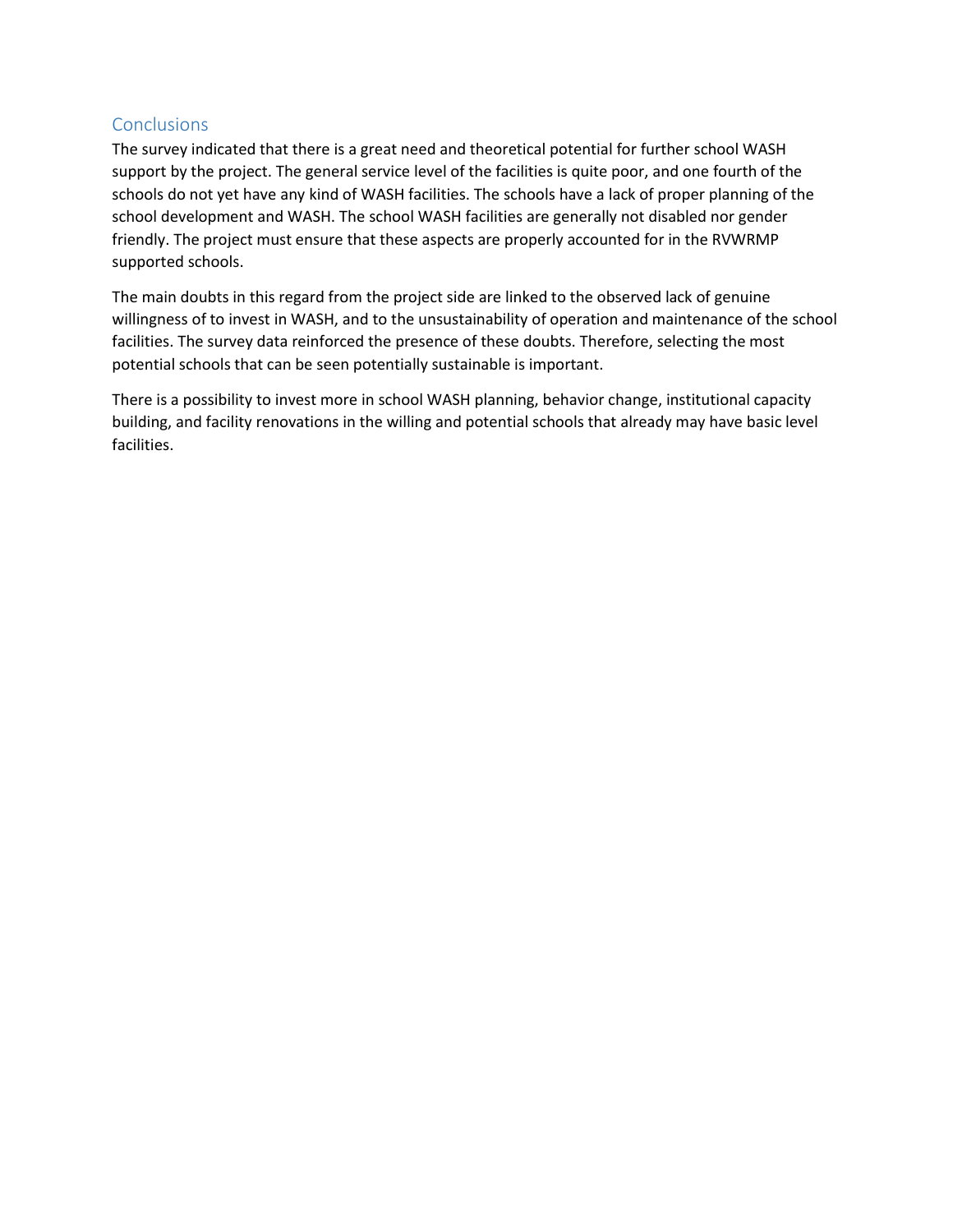## Conclusions

The survey indicated that there is a great need and theoretical potential for further school WASH support by the project. The general service level of the facilities is quite poor, and one fourth of the schools do not yet have any kind of WASH facilities. The schools have a lack of proper planning of the school development and WASH. The school WASH facilities are generally not disabled nor gender friendly. The project must ensure that these aspects are properly accounted for in the RVWRMP supported schools.

The main doubts in this regard from the project side are linked to the observed lack of genuine willingness of to invest in WASH, and to the unsustainability of operation and maintenance of the school facilities. The survey data reinforced the presence of these doubts. Therefore, selecting the most potential schools that can be seen potentially sustainable is important.

There is a possibility to invest more in school WASH planning, behavior change, institutional capacity building, and facility renovations in the willing and potential schools that already may have basic level facilities.